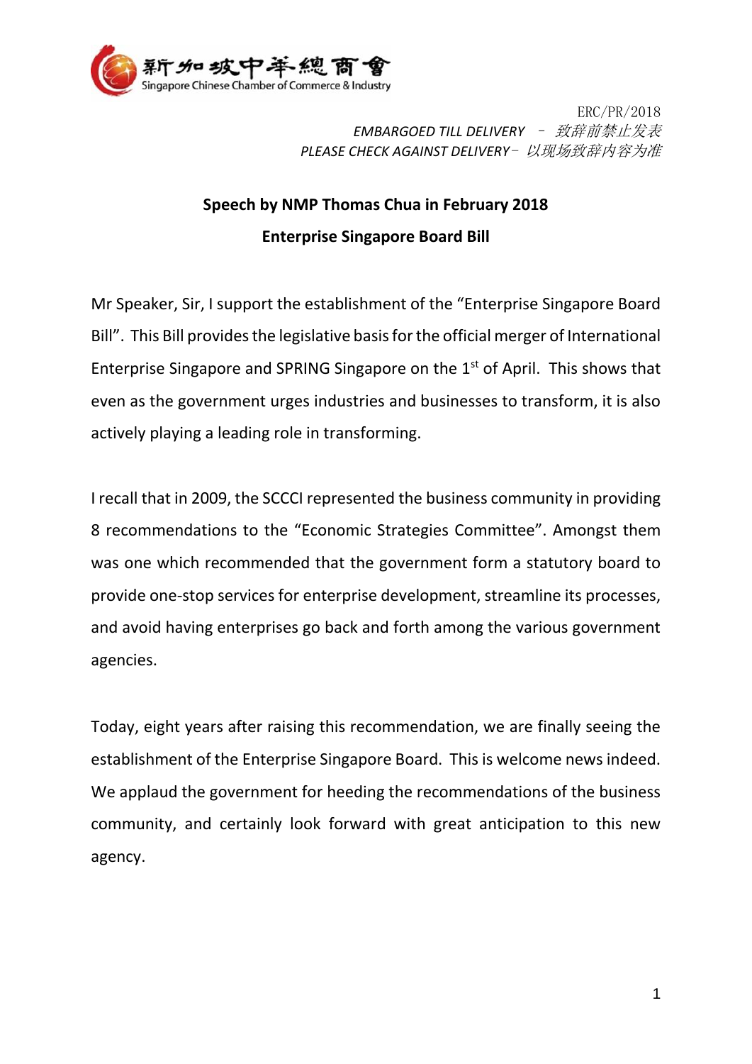新加坡中華總商會
Singapore Chinese Chamber of Commerce & Industry

ERC/PR/2018
*EMBARGOED TILL DELIVERY – 致辞前禁止发表*
*PLEASE CHECK AGAINST DELIVERY– 以现场致辞内容为准*

**Speech by NMP Thomas Chua in February 2018**

**Enterprise Singapore Board Bill**

Mr Speaker, Sir, I support the establishment of the "Enterprise Singapore Board Bill". This Bill provides the legislative basis for the official merger of International Enterprise Singapore and SPRING Singapore on the 1st of April. This shows that even as the government urges industries and businesses to transform, it is also actively playing a leading role in transforming.

I recall that in 2009, the SCCCI represented the business community in providing 8 recommendations to the "Economic Strategies Committee". Amongst them was one which recommended that the government form a statutory board to provide one-stop services for enterprise development, streamline its processes, and avoid having enterprises go back and forth among the various government agencies.

Today, eight years after raising this recommendation, we are finally seeing the establishment of the Enterprise Singapore Board. This is welcome news indeed. We applaud the government for heeding the recommendations of the business community, and certainly look forward with great anticipation to this new agency.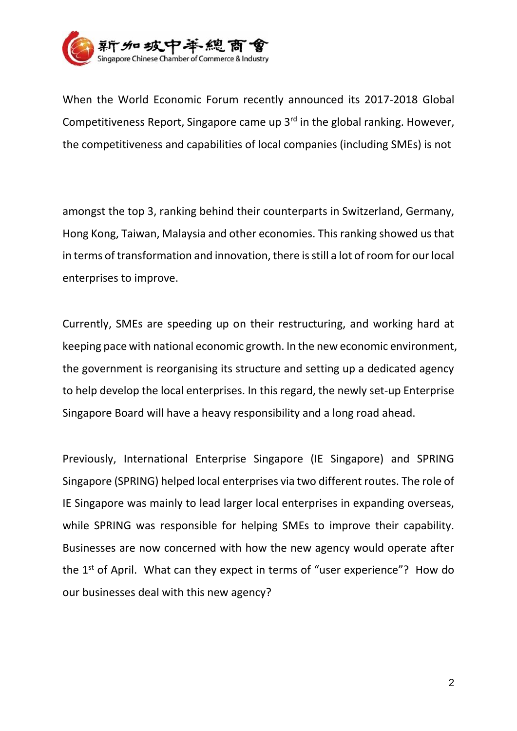When the World Economic Forum recently announced its 2017-2018 Global Competitiveness Report, Singapore came up 3rd in the global ranking. However, the competitiveness and capabilities of local companies (including SMEs) is not

amongst the top 3, ranking behind their counterparts in Switzerland, Germany, Hong Kong, Taiwan, Malaysia and other economies. This ranking showed us that in terms of transformation and innovation, there is still a lot of room for our local enterprises to improve.

Currently, SMEs are speeding up on their restructuring, and working hard at keeping pace with national economic growth. In the new economic environment, the government is reorganising its structure and setting up a dedicated agency to help develop the local enterprises. In this regard, the newly set-up Enterprise Singapore Board will have a heavy responsibility and a long road ahead.

Previously, International Enterprise Singapore (IE Singapore) and SPRING Singapore (SPRING) helped local enterprises via two different routes. The role of IE Singapore was mainly to lead larger local enterprises in expanding overseas, while SPRING was responsible for helping SMEs to improve their capability. Businesses are now concerned with how the new agency would operate after the 1st of April. What can they expect in terms of "user experience"? How do our businesses deal with this new agency?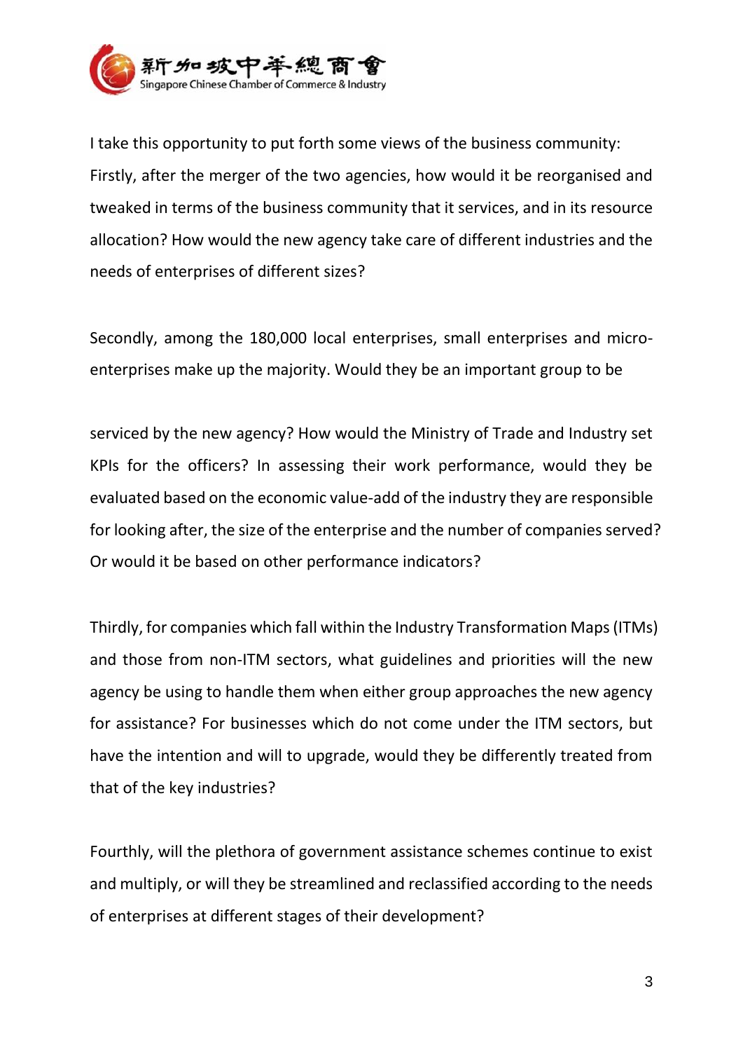I take this opportunity to put forth some views of the business community: Firstly, after the merger of the two agencies, how would it be reorganised and tweaked in terms of the business community that it services, and in its resource allocation? How would the new agency take care of different industries and the needs of enterprises of different sizes?

Secondly, among the 180,000 local enterprises, small enterprises and micro-enterprises make up the majority. Would they be an important group to be serviced by the new agency? How would the Ministry of Trade and Industry set KPIs for the officers? In assessing their work performance, would they be evaluated based on the economic value-add of the industry they are responsible for looking after, the size of the enterprise and the number of companies served? Or would it be based on other performance indicators?

Thirdly, for companies which fall within the Industry Transformation Maps (ITMs) and those from non-ITM sectors, what guidelines and priorities will the new agency be using to handle them when either group approaches the new agency for assistance? For businesses which do not come under the ITM sectors, but have the intention and will to upgrade, would they be differently treated from that of the key industries?

Fourthly, will the plethora of government assistance schemes continue to exist and multiply, or will they be streamlined and reclassified according to the needs of enterprises at different stages of their development?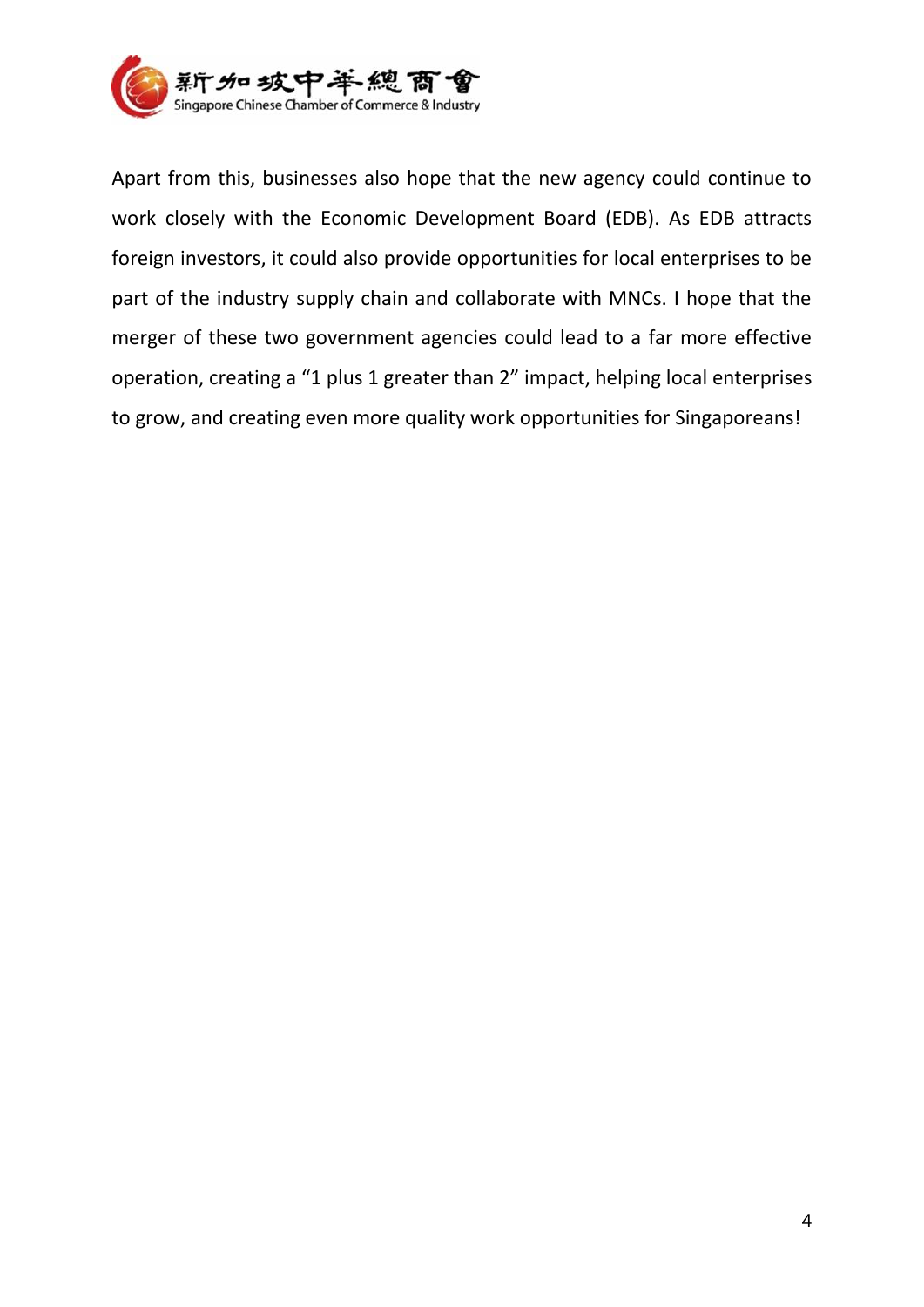Apart from this, businesses also hope that the new agency could continue to work closely with the Economic Development Board (EDB). As EDB attracts foreign investors, it could also provide opportunities for local enterprises to be part of the industry supply chain and collaborate with MNCs. I hope that the merger of these two government agencies could lead to a far more effective operation, creating a “1 plus 1 greater than 2” impact, helping local enterprises to grow, and creating even more quality work opportunities for Singaporeans!